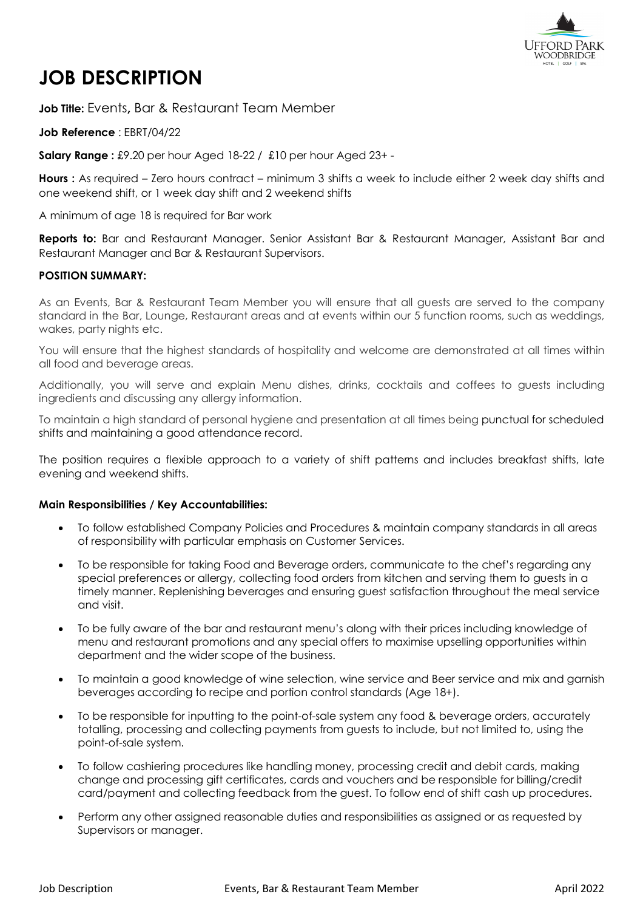# JOB DESCRIPTION

**Job Title:** Events**,** Bar & Restaurant Team Member

**Job Reference** : EBRT/04/22

**Salary Range :** £9.20 per hour Aged 18-22 / £10 per hour Aged 23+ -

**Hours :** As required – Zero hours contract – minimum 3 shifts a week to include either 2 week day shifts and one weekend shift, or 1 week day shift and 2 weekend shifts

A minimum of age 18 is required for Bar work

**Reports to:** Bar and Restaurant Manager. Senior Assistant Bar & Restaurant Manager, Assistant Bar and Restaurant Manager and Bar & Restaurant Supervisors.

**POSITION SUMMARY:**

As an Events, Bar & Restaurant Team Member you will ensure that all guests are served to the company standard in the Bar, Lounge, Restaurant areas and at events within our 5 function rooms, such as weddings, wakes, party nights etc.

You will ensure that the highest standards of hospitality and welcome are demonstrated at all times within all food and beverage areas.

Additionally, you will serve and explain Menu dishes, drinks, cocktails and coffees to guests including ingredients and discussing any allergy information.

To maintain a high standard of personal hygiene and presentation at all times being punctual for scheduled shifts and maintaining a good attendance record.

The position requires a flexible approach to a variety of shift patterns and includes breakfast shifts, late evening and weekend shifts.

**Main Responsibilities / Key Accountabilities:**

- To follow established Company Policies and Procedures & maintain company standards in all areas of responsibility with particular emphasis on Customer Services.
- To be responsible for taking Food and Beverage orders, communicate to the chef's regarding any special preferences or allergy, collecting food orders from kitchen and serving them to guests in a timely manner. Replenishing beverages and ensuring guest satisfaction throughout the meal service and visit.
- To be fully aware of the bar and restaurant menu's along with their prices including knowledge of menu and restaurant promotions and any special offers to maximise upselling opportunities within department and the wider scope of the business.
- To maintain a good knowledge of wine selection, wine service and Beer service and mix and garnish beverages according to recipe and portion control standards (Age 18+).
- To be responsible for inputting to the point-of-sale system any food & beverage orders, accurately totalling, processing and collecting payments from guests to include, but not limited to, using the point-of-sale system.
- To follow cashiering procedures like handling money, processing credit and debit cards, making change and processing gift certificates, cards and vouchers and be responsible for billing/credit card/payment and collecting feedback from the guest. To follow end of shift cash up procedures.
- Perform any other assigned reasonable duties and responsibilities as assigned or as requested by Supervisors or manager.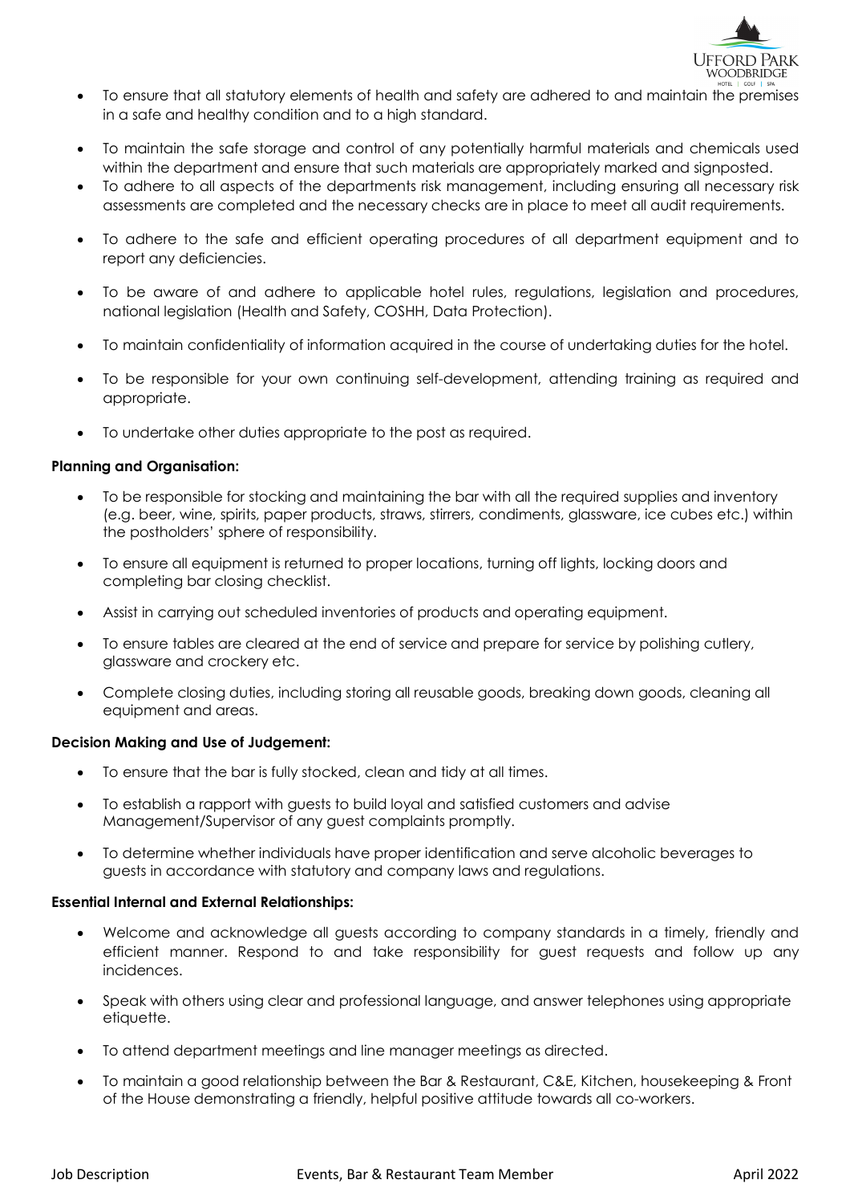- To ensure that all statutory elements of health and safety are adhered to and maintain the premises in a safe and healthy condition and to a high standard.
- To maintain the safe storage and control of any potentially harmful materials and chemicals used within the department and ensure that such materials are appropriately marked and signposted.
- To adhere to all aspects of the departments risk management, including ensuring all necessary risk assessments are completed and the necessary checks are in place to meet all audit requirements.
- To adhere to the safe and efficient operating procedures of all department equipment and to report any deficiencies.
- To be aware of and adhere to applicable hotel rules, regulations, legislation and procedures, national legislation (Health and Safety, COSHH, Data Protection).
- To maintain confidentiality of information acquired in the course of undertaking duties for the hotel.
- To be responsible for your own continuing self-development, attending training as required and appropriate.
- To undertake other duties appropriate to the post as required.

**Planning and Organisation:**

- To be responsible for stocking and maintaining the bar with all the required supplies and inventory (e.g. beer, wine, spirits, paper products, straws, stirrers, condiments, glassware, ice cubes etc.) within the postholders' sphere of responsibility.
- To ensure all equipment is returned to proper locations, turning off lights, locking doors and completing bar closing checklist.
- Assist in carrying out scheduled inventories of products and operating equipment.
- To ensure tables are cleared at the end of service and prepare for service by polishing cutlery, glassware and crockery etc.
- Complete closing duties, including storing all reusable goods, breaking down goods, cleaning all equipment and areas.

**Decision Making and Use of Judgement:**

- To ensure that the bar is fully stocked, clean and tidy at all times.
- To establish a rapport with guests to build loyal and satisfied customers and advise Management/Supervisor of any guest complaints promptly.
- To determine whether individuals have proper identification and serve alcoholic beverages to guests in accordance with statutory and company laws and regulations.

**Essential Internal and External Relationships:**

- Welcome and acknowledge all guests according to company standards in a timely, friendly and efficient manner. Respond to and take responsibility for guest requests and follow up any incidences.
- Speak with others using clear and professional language, and answer telephones using appropriate etiquette.
- To attend department meetings and line manager meetings as directed.
- To maintain a good relationship between the Bar & Restaurant, C&E, Kitchen, housekeeping & Front of the House demonstrating a friendly, helpful positive attitude towards all co-workers.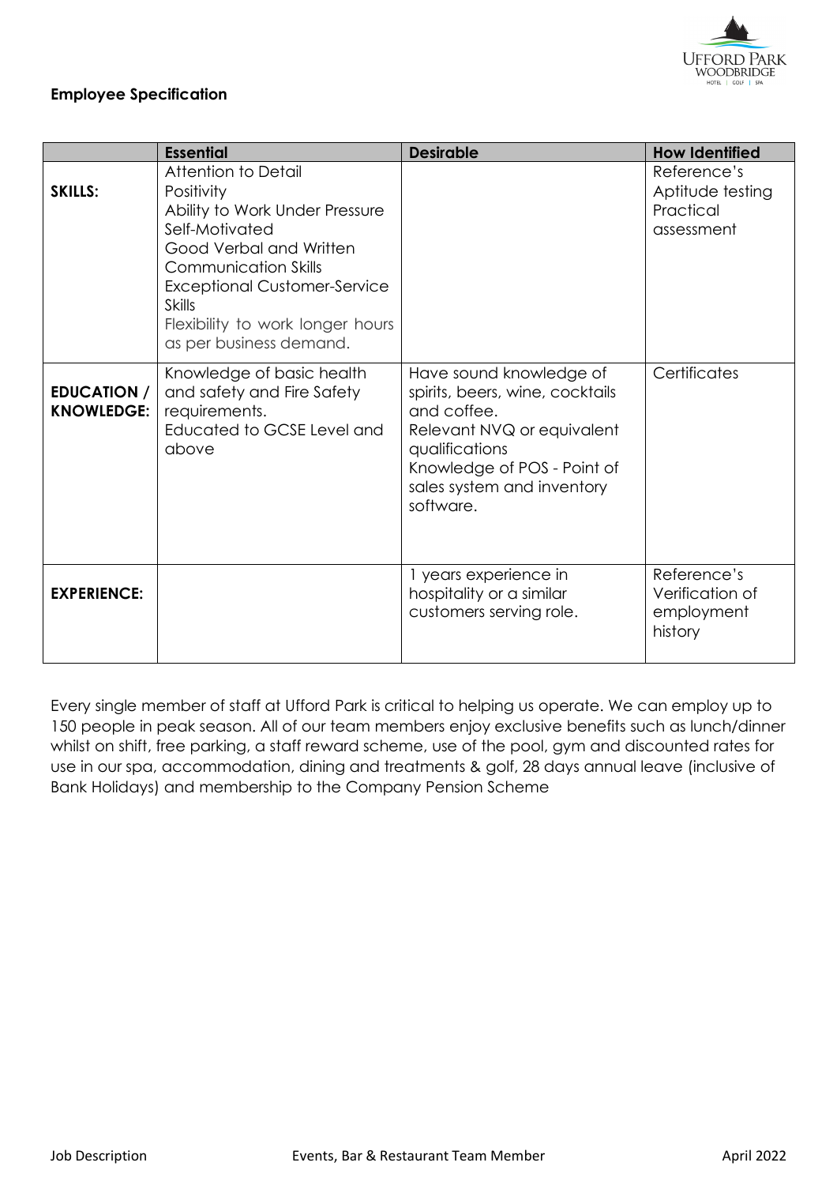**Employee Specification**

| | Essential | Desirable | How Identified |
|---|---|---|---|
| **SKILLS:** | Attention to Detail<br>Positivity<br>Ability to Work Under Pressure<br>Self-Motivated<br>Good Verbal and Written Communication Skills<br>Exceptional Customer-Service Skills<br>Flexibility to work longer hours as per business demand. | | Reference's<br>Aptitude testing<br>Practical assessment |
| **EDUCATION / KNOWLEDGE:** | Knowledge of basic health and safety and Fire Safety requirements.<br>Educated to GCSE Level and above | Have sound knowledge of spirits, beers, wine, cocktails and coffee.<br>Relevant NVQ or equivalent qualifications<br>Knowledge of POS - Point of sales system and inventory software. | Certificates |
| **EXPERIENCE:** | | 1 years experience in hospitality or a similar customers serving role. | Reference's<br>Verification of employment history |

Every single member of staff at Ufford Park is critical to helping us operate. We can employ up to 150 people in peak season. All of our team members enjoy exclusive benefits such as lunch/dinner whilst on shift, free parking, a staff reward scheme, use of the pool, gym and discounted rates for use in our spa, accommodation, dining and treatments & golf, 28 days annual leave (inclusive of Bank Holidays) and membership to the Company Pension Scheme